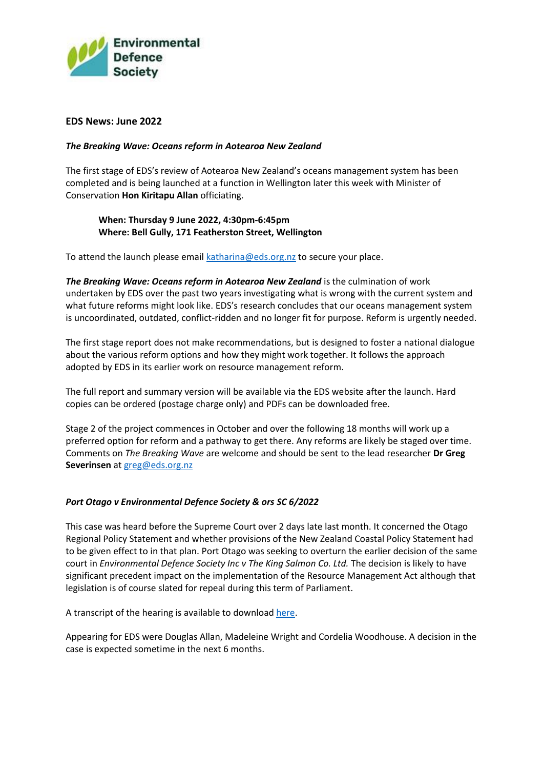## EDS News: June 2022

### *The Breaking Wave: Oceans reform in Aotearoa New Zealand*

The first stage of EDS's review of Aotearoa New Zealand's oceans management system has been completed and is being launched at a function in Wellington later this week with Minister of Conservation **Hon Kiritapu Allan** officiating.

> **When: Thursday 9 June 2022, 4:30pm-6:45pm**
> **Where: Bell Gully, 171 Featherston Street, Wellington**

To attend the launch please email katharina@eds.org.nz to secure your place.

***The Breaking Wave: Oceans reform in Aotearoa New Zealand*** is the culmination of work undertaken by EDS over the past two years investigating what is wrong with the current system and what future reforms might look like. EDS's research concludes that our oceans management system is uncoordinated, outdated, conflict-ridden and no longer fit for purpose. Reform is urgently needed.

The first stage report does not make recommendations, but is designed to foster a national dialogue about the various reform options and how they might work together. It follows the approach adopted by EDS in its earlier work on resource management reform.

The full report and summary version will be available via the EDS website after the launch. Hard copies can be ordered (postage charge only) and PDFs can be downloaded free.

Stage 2 of the project commences in October and over the following 18 months will work up a preferred option for reform and a pathway to get there. Any reforms are likely be staged over time. Comments on *The Breaking Wave* are welcome and should be sent to the lead researcher **Dr Greg Severinsen** at greg@eds.org.nz

### *Port Otago v Environmental Defence Society & ors SC 6/2022*

This case was heard before the Supreme Court over 2 days late last month. It concerned the Otago Regional Policy Statement and whether provisions of the New Zealand Coastal Policy Statement had to be given effect to in that plan. Port Otago was seeking to overturn the earlier decision of the same court in *Environmental Defence Society Inc v The King Salmon Co. Ltd.* The decision is likely to have significant precedent impact on the implementation of the Resource Management Act although that legislation is of course slated for repeal during this term of Parliament.

A transcript of the hearing is available to download here.

Appearing for EDS were Douglas Allan, Madeleine Wright and Cordelia Woodhouse. A decision in the case is expected sometime in the next 6 months.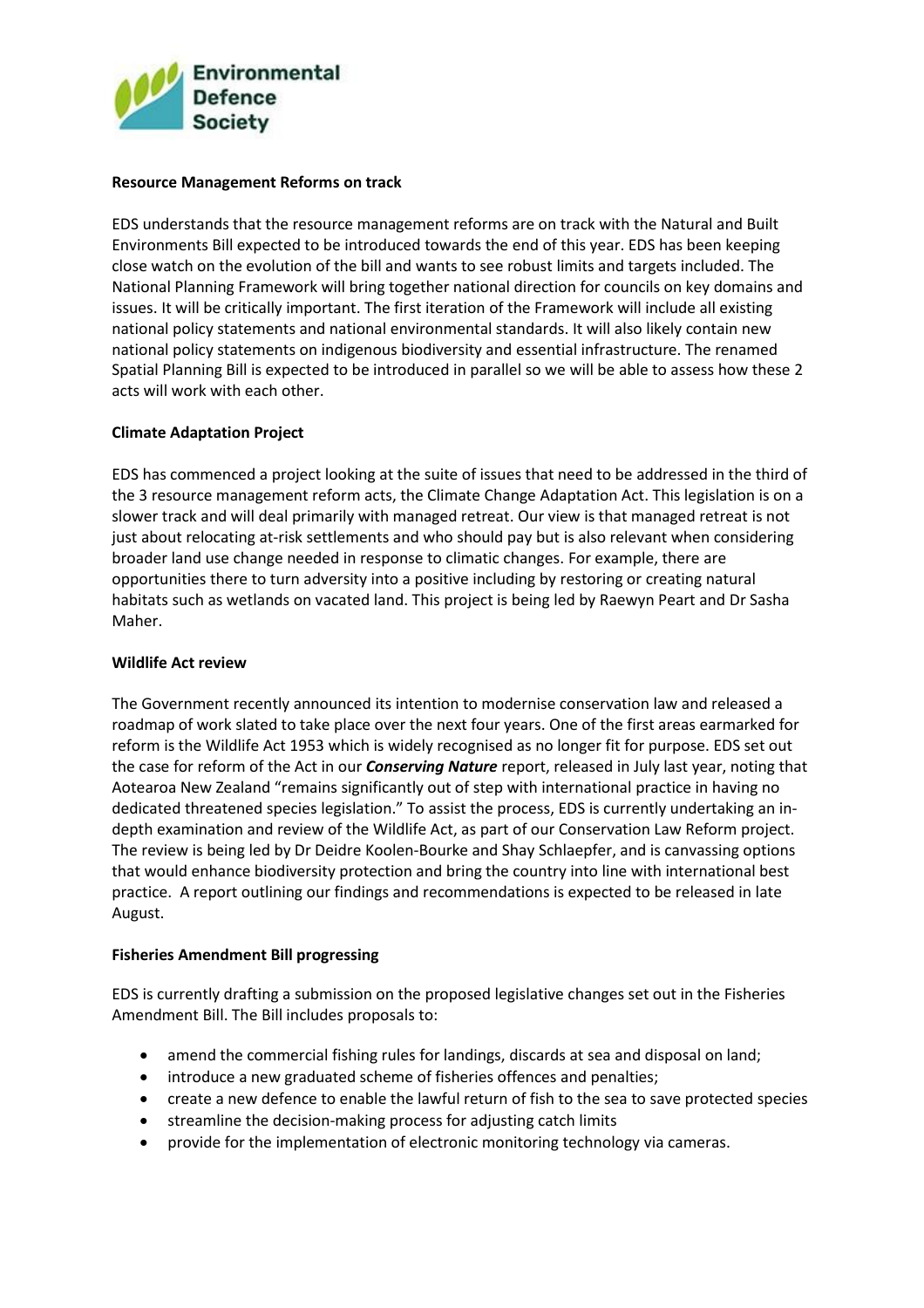**Resource Management Reforms on track**

EDS understands that the resource management reforms are on track with the Natural and Built Environments Bill expected to be introduced towards the end of this year. EDS has been keeping close watch on the evolution of the bill and wants to see robust limits and targets included. The National Planning Framework will bring together national direction for councils on key domains and issues. It will be critically important. The first iteration of the Framework will include all existing national policy statements and national environmental standards. It will also likely contain new national policy statements on indigenous biodiversity and essential infrastructure. The renamed Spatial Planning Bill is expected to be introduced in parallel so we will be able to assess how these 2 acts will work with each other.

**Climate Adaptation Project**

EDS has commenced a project looking at the suite of issues that need to be addressed in the third of the 3 resource management reform acts, the Climate Change Adaptation Act. This legislation is on a slower track and will deal primarily with managed retreat. Our view is that managed retreat is not just about relocating at-risk settlements and who should pay but is also relevant when considering broader land use change needed in response to climatic changes. For example, there are opportunities there to turn adversity into a positive including by restoring or creating natural habitats such as wetlands on vacated land. This project is being led by Raewyn Peart and Dr Sasha Maher.

**Wildlife Act review**

The Government recently announced its intention to modernise conservation law and released a roadmap of work slated to take place over the next four years. One of the first areas earmarked for reform is the Wildlife Act 1953 which is widely recognised as no longer fit for purpose. EDS set out the case for reform of the Act in our ***Conserving Nature*** report, released in July last year, noting that Aotearoa New Zealand "remains significantly out of step with international practice in having no dedicated threatened species legislation." To assist the process, EDS is currently undertaking an in-depth examination and review of the Wildlife Act, as part of our Conservation Law Reform project. The review is being led by Dr Deidre Koolen-Bourke and Shay Schlaepfer, and is canvassing options that would enhance biodiversity protection and bring the country into line with international best practice. A report outlining our findings and recommendations is expected to be released in late August.

**Fisheries Amendment Bill progressing**

EDS is currently drafting a submission on the proposed legislative changes set out in the Fisheries Amendment Bill. The Bill includes proposals to:

- amend the commercial fishing rules for landings, discards at sea and disposal on land;
- introduce a new graduated scheme of fisheries offences and penalties;
- create a new defence to enable the lawful return of fish to the sea to save protected species
- streamline the decision-making process for adjusting catch limits
- provide for the implementation of electronic monitoring technology via cameras.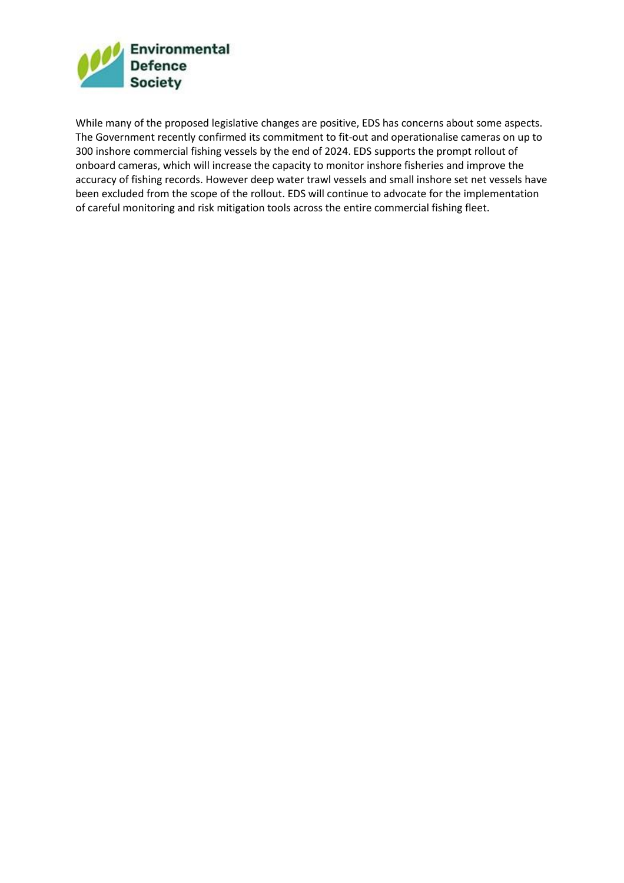While many of the proposed legislative changes are positive, EDS has concerns about some aspects. The Government recently confirmed its commitment to fit-out and operationalise cameras on up to 300 inshore commercial fishing vessels by the end of 2024. EDS supports the prompt rollout of onboard cameras, which will increase the capacity to monitor inshore fisheries and improve the accuracy of fishing records. However deep water trawl vessels and small inshore set net vessels have been excluded from the scope of the rollout. EDS will continue to advocate for the implementation of careful monitoring and risk mitigation tools across the entire commercial fishing fleet.